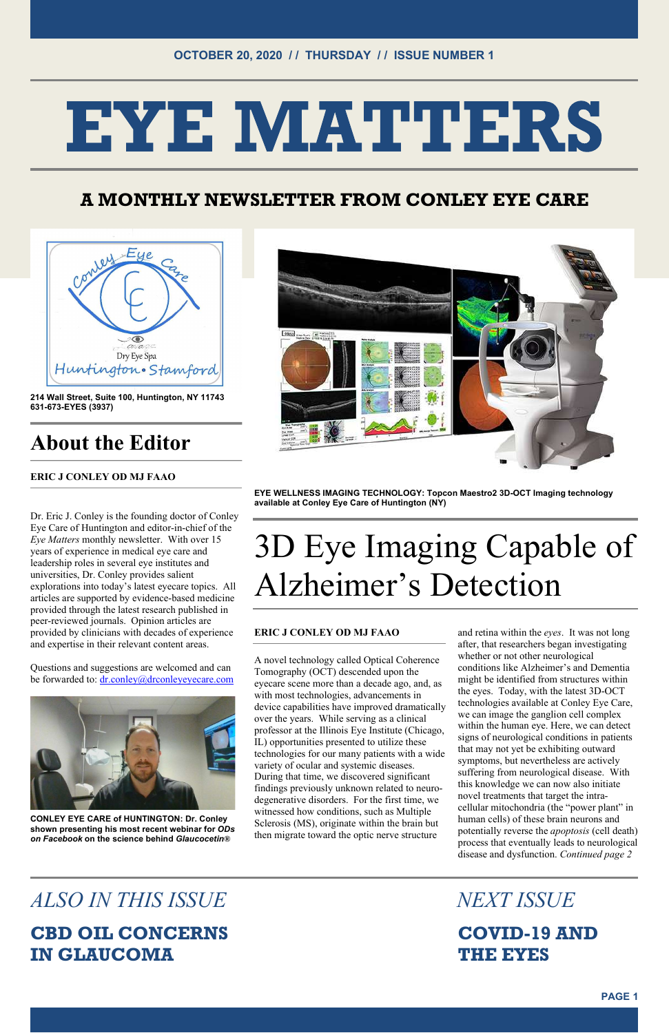OCTOBER 20, 2020 // THURSDAY // ISSUE NUMBER 1

# EYE MATTERS

## A MONTHLY NEWSLETTER FROM CONLEY EYE CARE

**214 Wall Street, Suite 100, Huntington, NY 11743**
**631-673-EYES (3937)**

## About the Editor

**ERIC J CONLEY OD MJ FAAO**

Dr. Eric J. Conley is the founding doctor of Conley Eye Care of Huntington and editor-in-chief of the *Eye Matters* monthly newsletter. With over 15 years of experience in medical eye care and leadership roles in several eye institutes and universities, Dr. Conley provides salient explorations into today's latest eyecare topics. All articles are supported by evidence-based medicine provided through the latest research published in peer-reviewed journals. Opinion articles are provided by clinicians with decades of experience and expertise in their relevant content areas.

Questions and suggestions are welcomed and can be forwarded to: dr.conley@drconleyeyecare.com

**CONLEY EYE CARE of HUNTINGTON: Dr. Conley shown presenting his most recent webinar for *ODs on Facebook* on the science behind *Glaucocetin*®**

**EYE WELLNESS IMAGING TECHNOLOGY: Topcon Maestro2 3D-OCT Imaging technology available at Conley Eye Care of Huntington (NY)**

# 3D Eye Imaging Capable of Alzheimer's Detection

**ERIC J CONLEY OD MJ FAAO**

A novel technology called Optical Coherence Tomography (OCT) descended upon the eyecare scene more than a decade ago, and, as with most technologies, advancements in device capabilities have improved dramatically over the years. While serving as a clinical professor at the Illinois Eye Institute (Chicago, IL) opportunities presented to utilize these technologies for our many patients with a wide variety of ocular and systemic diseases. During that time, we discovered significant findings previously unknown related to neuro-degenerative disorders. For the first time, we witnessed how conditions, such as Multiple Sclerosis (MS), originate within the brain but then migrate toward the optic nerve structure and retina within the *eyes*. It was not long after, that researchers began investigating whether or not other neurological conditions like Alzheimer's and Dementia might be identified from structures within the eyes. Today, with the latest 3D-OCT technologies available at Conley Eye Care, we can image the ganglion cell complex within the human eye. Here, we can detect signs of neurological conditions in patients that may not yet be exhibiting outward symptoms, but nevertheless are actively suffering from neurological disease. With this knowledge we can now also initiate novel treatments that target the intra-cellular mitochondria (the "power plant" in human cells) of these brain neurons and potentially reverse the *apoptosis* (cell death) process that eventually leads to neurological disease and dysfunction. *Continued page 2*

## *ALSO IN THIS ISSUE*

### CBD OIL CONCERNS IN GLAUCOMA

## *NEXT ISSUE*

### COVID-19 AND THE EYES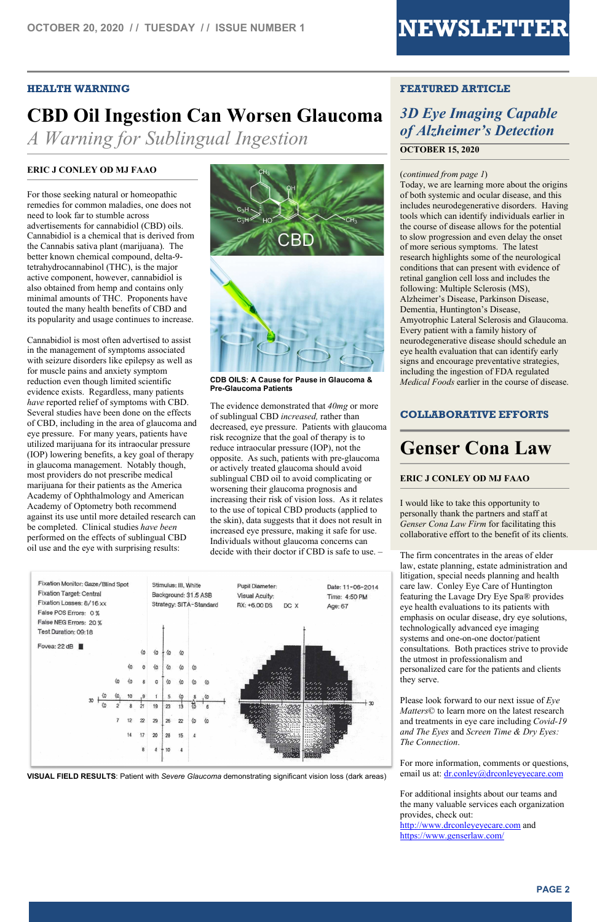OCTOBER 20, 2020 / / TUESDAY / / ISSUE NUMBER 1

# NEWSLETTER

**HEALTH WARNING**

# CBD Oil Ingestion Can Worsen Glaucoma

## *A Warning for Sublingual Ingestion*

**ERIC J CONLEY OD MJ FAAO**

For those seeking natural or homeopathic remedies for common maladies, one does not need to look far to stumble across advertisements for cannabidiol (CBD) oils. Cannabidiol is a chemical that is derived from the Cannabis sativa plant (marijuana). The better known chemical compound, delta-9-tetrahydrocannabinol (THC), is the major active component, however, cannabidiol is also obtained from hemp and contains only minimal amounts of THC. Proponents have touted the many health benefits of CBD and its popularity and usage continues to increase.

Cannabidiol is most often advertised to assist in the management of symptoms associated with seizure disorders like epilepsy as well as for muscle pains and anxiety symptom reduction even though limited scientific evidence exists. Regardless, many patients *have* reported relief of symptoms with CBD. Several studies have been done on the effects of CBD, including in the area of glaucoma and eye pressure. For many years, patients have utilized marijuana for its intraocular pressure (IOP) lowering benefits, a key goal of therapy in glaucoma management. Notably though, most providers do not prescribe medical marijuana for their patients as the America Academy of Ophthalmology and American Academy of Optometry both recommend against its use until more detailed research can be completed. Clinical studies *have been* performed on the effects of sublingual CBD oil use and the eye with surprising results:

**CDB OILS: A Cause for Pause in Glaucoma & Pre-Glaucoma Patients**

The evidence demonstrated that *40mg* or more of sublingual CBD *increased,* rather than decreased, eye pressure. Patients with glaucoma risk recognize that the goal of therapy is to reduce intraocular pressure (IOP), not the opposite. As such, patients with pre-glaucoma or actively treated glaucoma should avoid sublingual CBD oil to avoid complicating or worsening their glaucoma prognosis and increasing their risk of vision loss. As it relates to the use of topical CBD products (applied to the skin), data suggests that it does not result in increased eye pressure, making it safe for use. Individuals without glaucoma concerns can decide with their doctor if CBD is safe to use. –

Fixation Monitor: Gaze/Blind Spot
Fixation Target: Central
Fixation Losses: 8/16 xx
False POS Errors: 0 %
False NEG Errors: 20 %
Test Duration: 09:18
Fovea: 22 dB

Stimulus: III, White
Background: 31.5 ASB
Strategy: SITA-Standard

Pupil Diameter:
Visual Acuity:
RX: +6.00 DS DC X

Date: 11-06-2014
Time: 4:50 PM
Age: 67

**VISUAL FIELD RESULTS**: Patient with *Severe Glaucoma* demonstrating significant vision loss (dark areas)

**FEATURED ARTICLE**

## *3D Eye Imaging Capable of Alzheimer's Detection*

**OCTOBER 15, 2020**

(*continued from page 1*)
Today, we are learning more about the origins of both systemic and ocular disease, and this includes neurodegenerative disorders. Having tools which can identify individuals earlier in the course of disease allows for the potential to slow progression and even delay the onset of more serious symptoms. The latest research highlights some of the neurological conditions that can present with evidence of retinal ganglion cell loss and includes the following: Multiple Sclerosis (MS), Alzheimer's Disease, Parkinson Disease, Dementia, Huntington's Disease, Amyotrophic Lateral Sclerosis and Glaucoma. Every patient with a family history of neurodegenerative disease should schedule an eye health evaluation that can identify early signs and encourage preventative strategies, including the ingestion of FDA regulated *Medical Foods* earlier in the course of disease.

**COLLABORATIVE EFFORTS**

# Genser Cona Law

**ERIC J CONLEY OD MJ FAAO**

I would like to take this opportunity to personally thank the partners and staff at *Genser Cona Law Firm* for facilitating this collaborative effort to the benefit of its clients.

The firm concentrates in the areas of elder law, estate planning, estate administration and litigation, special needs planning and health care law. Conley Eye Care of Huntington featuring the Lavage Dry Eye Spa® provides eye health evaluations to its patients with emphasis on ocular disease, dry eye solutions, technologically advanced eye imaging systems and one-on-one doctor/patient consultations. Both practices strive to provide the utmost in professionalism and personalized care for the patients and clients they serve.

Please look forward to our next issue of *Eye Matters©* to learn more on the latest research and treatments in eye care including *Covid-19 and The Eyes* and *Screen Time & Dry Eyes: The Connection*.

For more information, comments or questions, email us at: dr.conley@drconleyeyecare.com

For additional insights about our teams and the many valuable services each organization provides, check out: http://www.drconleyeyecare.com and https://www.genserlaw.com/